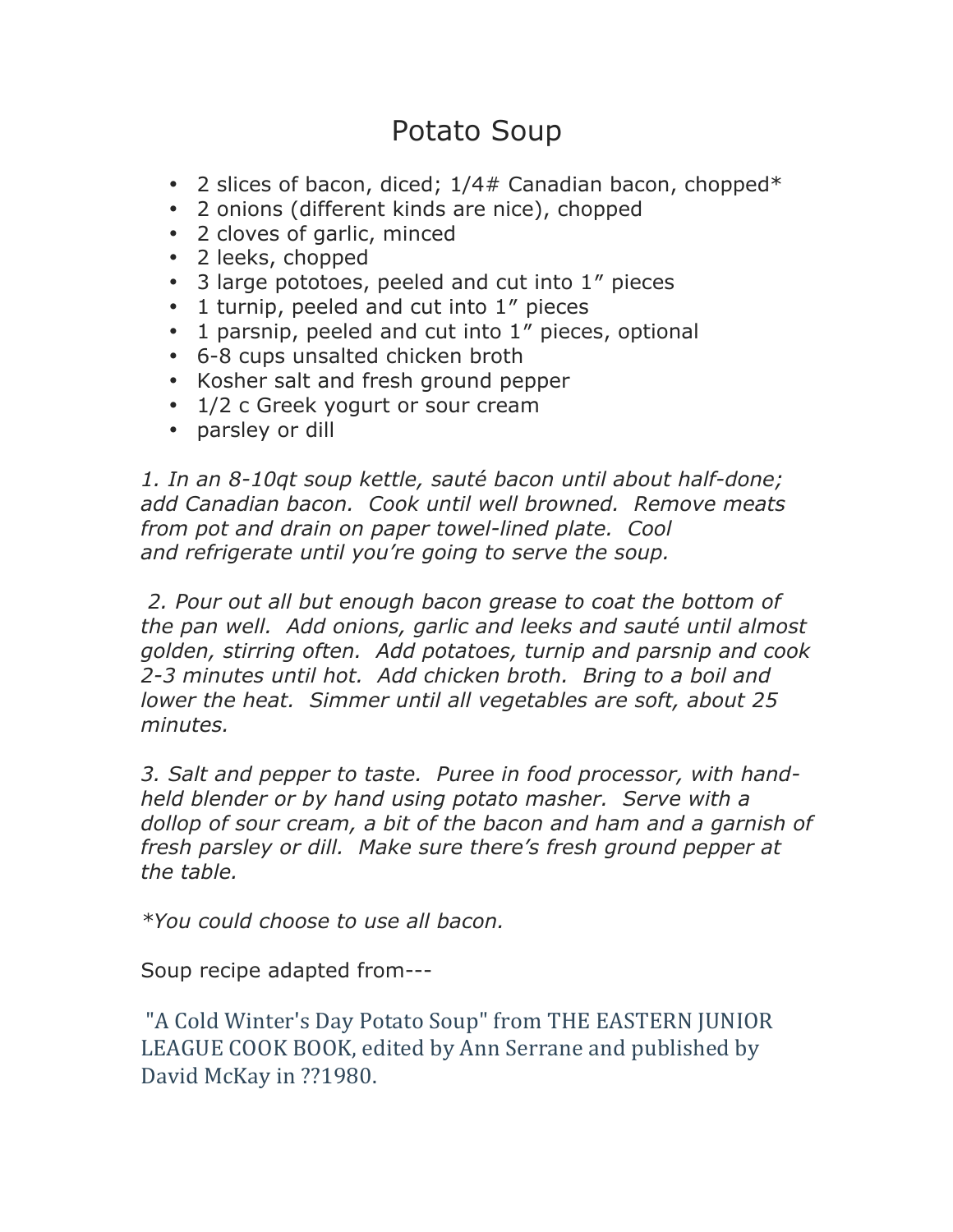# Potato Soup

- 2 slices of bacon, diced; 1/4# Canadian bacon, chopped*
- 2 onions (different kinds are nice), chopped
- 2 cloves of garlic, minced
- 2 leeks, chopped
- 3 large pototoes, peeled and cut into 1" pieces
- 1 turnip, peeled and cut into 1" pieces
- 1 parsnip, peeled and cut into 1" pieces, optional
- 6-8 cups unsalted chicken broth
- Kosher salt and fresh ground pepper
- 1/2 c Greek yogurt or sour cream
- parsley or dill

*1. In an 8-10qt soup kettle, sauté bacon until about half-done; add Canadian bacon. Cook until well browned. Remove meats from pot and drain on paper towel-lined plate. Cool and refrigerate until you're going to serve the soup.*

*2. Pour out all but enough bacon grease to coat the bottom of the pan well. Add onions, garlic and leeks and sauté until almost golden, stirring often. Add potatoes, turnip and parsnip and cook 2-3 minutes until hot. Add chicken broth. Bring to a boil and lower the heat. Simmer until all vegetables are soft, about 25 minutes.*

*3. Salt and pepper to taste. Puree in food processor, with hand-held blender or by hand using potato masher. Serve with a dollop of sour cream, a bit of the bacon and ham and a garnish of fresh parsley or dill. Make sure there's fresh ground pepper at the table.*

*\*You could choose to use all bacon.*

Soup recipe adapted from---

"A Cold Winter's Day Potato Soup" from THE EASTERN JUNIOR LEAGUE COOK BOOK, edited by Ann Serrane and published by David McKay in ??1980.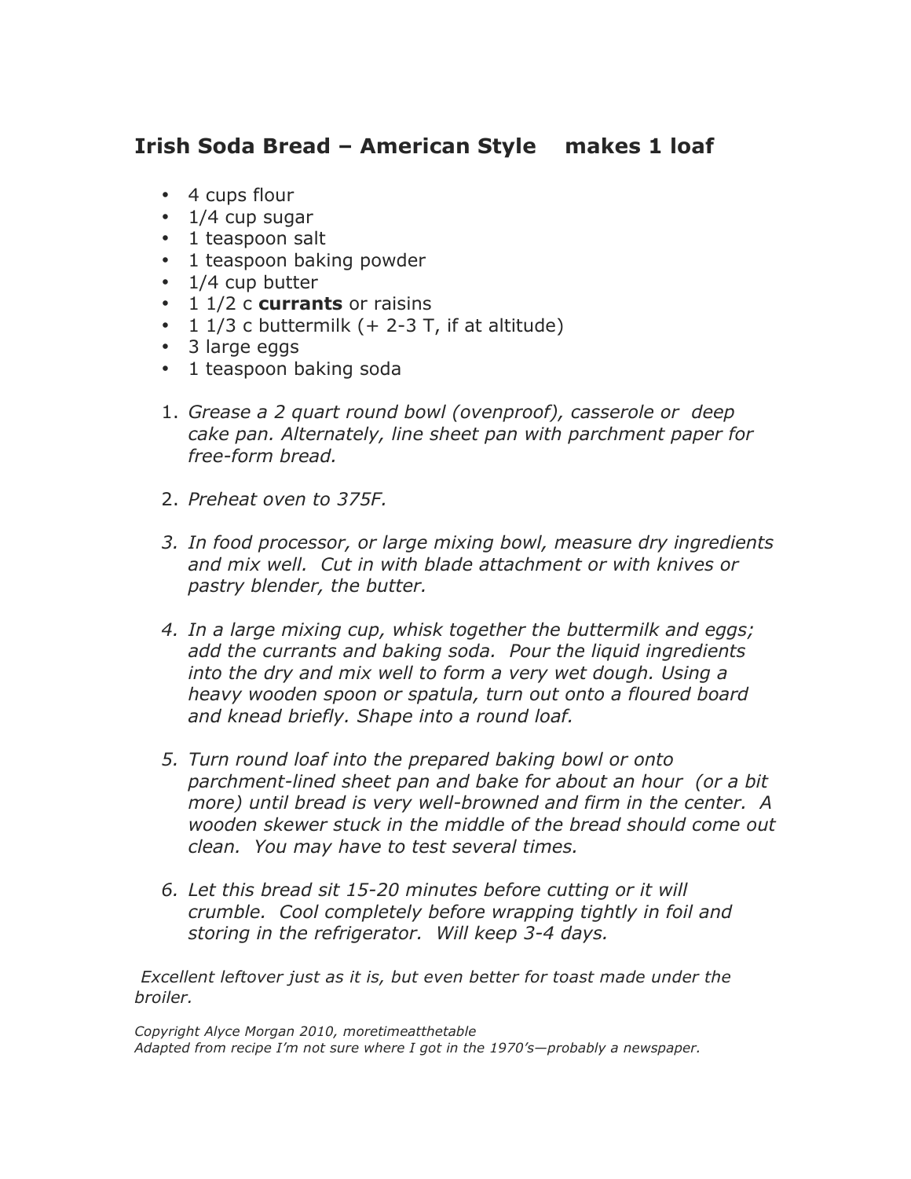## Irish Soda Bread – American Style    makes 1 loaf

- 4 cups flour
- 1/4 cup sugar
- 1 teaspoon salt
- 1 teaspoon baking powder
- 1/4 cup butter
- 1 1/2 c **currants** or raisins
- 1 1/3 c buttermilk (+ 2-3 T, if at altitude)
- 3 large eggs
- 1 teaspoon baking soda

1. *Grease a 2 quart round bowl (ovenproof), casserole or deep cake pan. Alternately, line sheet pan with parchment paper for free-form bread.*
2. *Preheat oven to 375F.*
3. *In food processor, or large mixing bowl, measure dry ingredients and mix well. Cut in with blade attachment or with knives or pastry blender, the butter.*
4. *In a large mixing cup, whisk together the buttermilk and eggs; add the currants and baking soda. Pour the liquid ingredients into the dry and mix well to form a very wet dough. Using a heavy wooden spoon or spatula, turn out onto a floured board and knead briefly. Shape into a round loaf.*
5. *Turn round loaf into the prepared baking bowl or onto parchment-lined sheet pan and bake for about an hour (or a bit more) until bread is very well-browned and firm in the center. A wooden skewer stuck in the middle of the bread should come out clean. You may have to test several times.*
6. *Let this bread sit 15-20 minutes before cutting or it will crumble. Cool completely before wrapping tightly in foil and storing in the refrigerator. Will keep 3-4 days.*

*Excellent leftover just as it is, but even better for toast made under the broiler.*

*Copyright Alyce Morgan 2010, moretimeatthetable*
*Adapted from recipe I'm not sure where I got in the 1970's—probably a newspaper.*